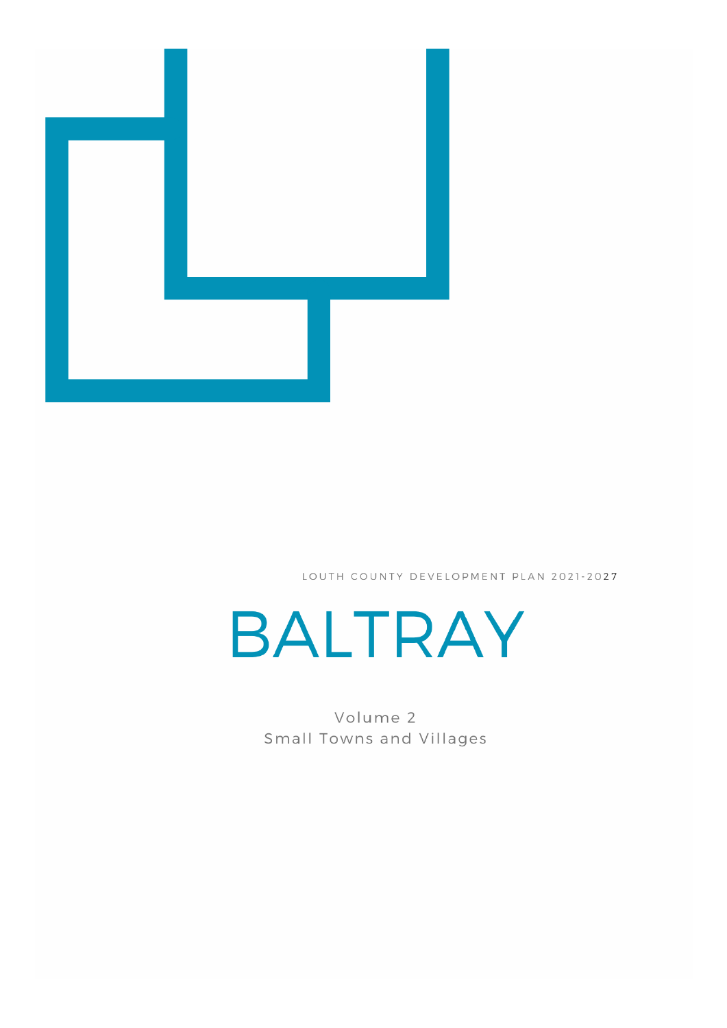LOUTH COUNTY DEVELOPMENT PLAN 2021-2027

# BALTRAY

Volume 2
Small Towns and Villages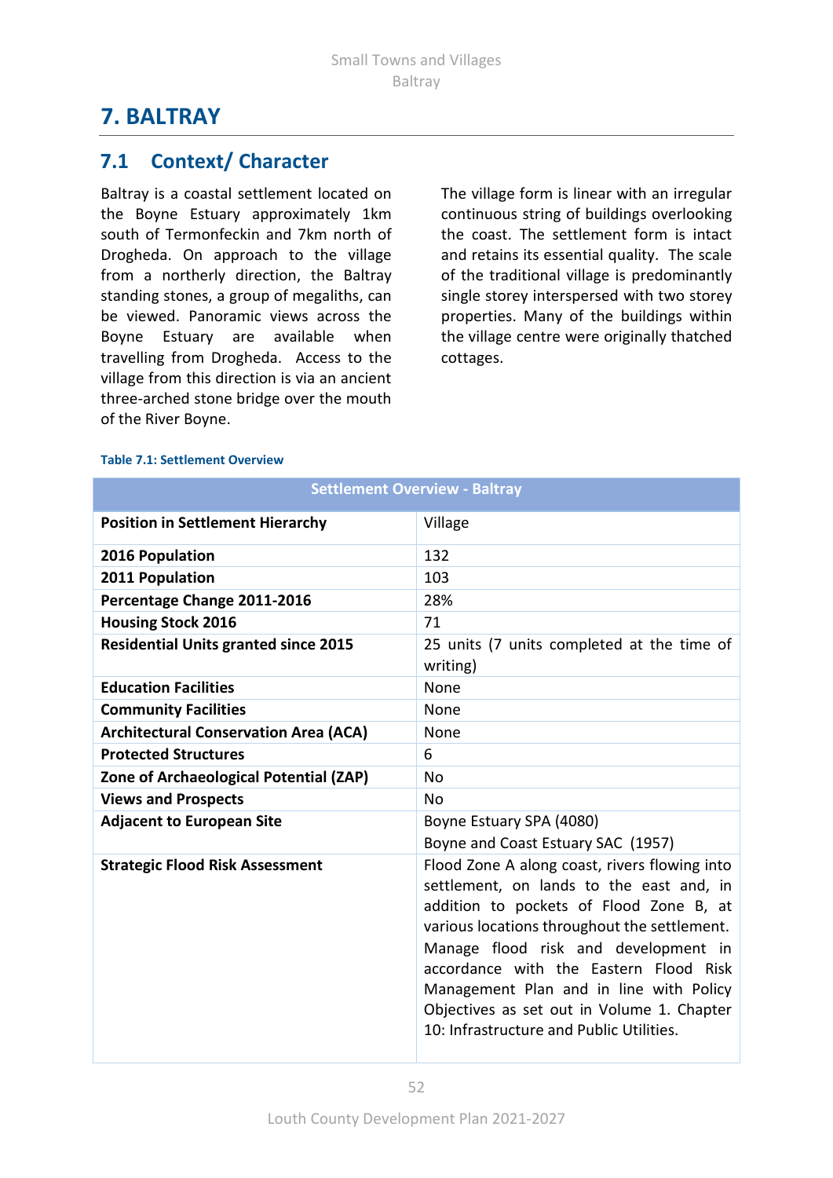# 7. BALTRAY

## 7.1 Context/ Character

Baltray is a coastal settlement located on the Boyne Estuary approximately 1km south of Termonfeckin and 7km north of Drogheda. On approach to the village from a northerly direction, the Baltray standing stones, a group of megaliths, can be viewed. Panoramic views across the Boyne Estuary are available when travelling from Drogheda. Access to the village from this direction is via an ancient three-arched stone bridge over the mouth of the River Boyne.

The village form is linear with an irregular continuous string of buildings overlooking the coast. The settlement form is intact and retains its essential quality. The scale of the traditional village is predominantly single storey interspersed with two storey properties. Many of the buildings within the village centre were originally thatched cottages.

**Table 7.1: Settlement Overview**

| Settlement Overview - Baltray | |
|---|---|
| **Position in Settlement Hierarchy** | Village |
| **2016 Population** | 132 |
| **2011 Population** | 103 |
| **Percentage Change 2011-2016** | 28% |
| **Housing Stock 2016** | 71 |
| **Residential Units granted since 2015** | 25 units (7 units completed at the time of writing) |
| **Education Facilities** | None |
| **Community Facilities** | None |
| **Architectural Conservation Area (ACA)** | None |
| **Protected Structures** | 6 |
| **Zone of Archaeological Potential (ZAP)** | No |
| **Views and Prospects** | No |
| **Adjacent to European Site** | Boyne Estuary SPA (4080)<br>Boyne and Coast Estuary SAC (1957) |
| **Strategic Flood Risk Assessment** | Flood Zone A along coast, rivers flowing into settlement, on lands to the east and, in addition to pockets of Flood Zone B, at various locations throughout the settlement.<br>Manage flood risk and development in accordance with the Eastern Flood Risk Management Plan and in line with Policy Objectives as set out in Volume 1. Chapter 10: Infrastructure and Public Utilities. |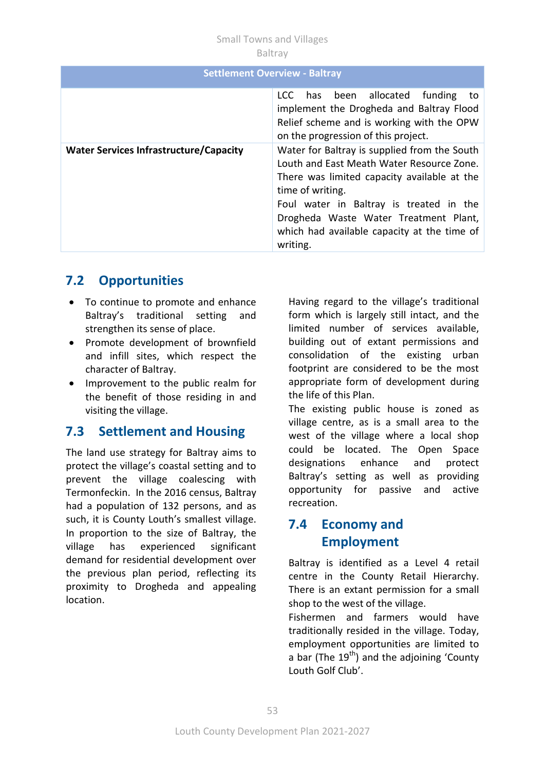| Settlement Overview - Baltray | |
|---|---|
| | LCC has been allocated funding to implement the Drogheda and Baltray Flood Relief scheme and is working with the OPW on the progression of this project. |
| **Water Services Infrastructure/Capacity** | Water for Baltray is supplied from the South Louth and East Meath Water Resource Zone. There was limited capacity available at the time of writing.<br>Foul water in Baltray is treated in the Drogheda Waste Water Treatment Plant, which had available capacity at the time of writing. |

## 7.2 Opportunities

- To continue to promote and enhance Baltray's traditional setting and strengthen its sense of place.
- Promote development of brownfield and infill sites, which respect the character of Baltray.
- Improvement to the public realm for the benefit of those residing in and visiting the village.

## 7.3 Settlement and Housing

The land use strategy for Baltray aims to protect the village's coastal setting and to prevent the village coalescing with Termonfeckin. In the 2016 census, Baltray had a population of 132 persons, and as such, it is County Louth's smallest village. In proportion to the size of Baltray, the village has experienced significant demand for residential development over the previous plan period, reflecting its proximity to Drogheda and appealing location.

Having regard to the village's traditional form which is largely still intact, and the limited number of services available, building out of extant permissions and consolidation of the existing urban footprint are considered to be the most appropriate form of development during the life of this Plan.

The existing public house is zoned as village centre, as is a small area to the west of the village where a local shop could be located. The Open Space designations enhance and protect Baltray's setting as well as providing opportunity for passive and active recreation.

## 7.4 Economy and Employment

Baltray is identified as a Level 4 retail centre in the County Retail Hierarchy. There is an extant permission for a small shop to the west of the village.

Fishermen and farmers would have traditionally resided in the village. Today, employment opportunities are limited to a bar (The 19th) and the adjoining 'County Louth Golf Club'.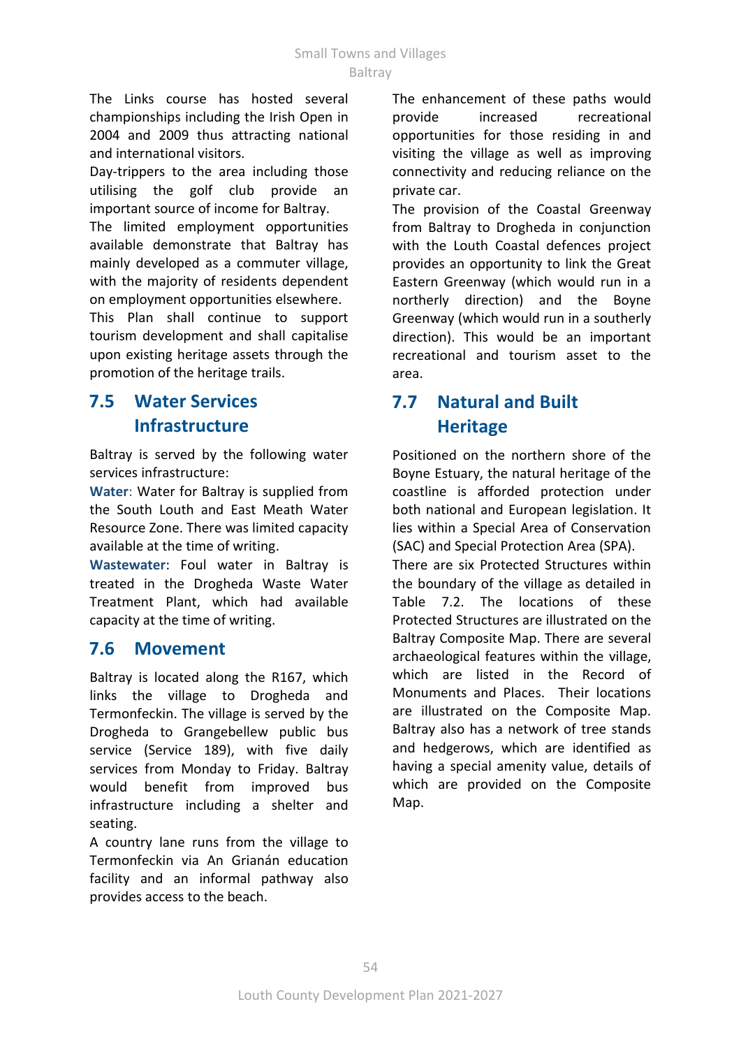The Links course has hosted several championships including the Irish Open in 2004 and 2009 thus attracting national and international visitors.

Day-trippers to the area including those utilising the golf club provide an important source of income for Baltray.

The limited employment opportunities available demonstrate that Baltray has mainly developed as a commuter village, with the majority of residents dependent on employment opportunities elsewhere.

This Plan shall continue to support tourism development and shall capitalise upon existing heritage assets through the promotion of the heritage trails.

## 7.5 Water Services Infrastructure

Baltray is served by the following water services infrastructure:

**Water**: Water for Baltray is supplied from the South Louth and East Meath Water Resource Zone. There was limited capacity available at the time of writing.

**Wastewater**: Foul water in Baltray is treated in the Drogheda Waste Water Treatment Plant, which had available capacity at the time of writing.

## 7.6 Movement

Baltray is located along the R167, which links the village to Drogheda and Termonfeckin. The village is served by the Drogheda to Grangebellew public bus service (Service 189), with five daily services from Monday to Friday. Baltray would benefit from improved bus infrastructure including a shelter and seating.

A country lane runs from the village to Termonfeckin via An Grianán education facility and an informal pathway also provides access to the beach.

The enhancement of these paths would provide increased recreational opportunities for those residing in and visiting the village as well as improving connectivity and reducing reliance on the private car.

The provision of the Coastal Greenway from Baltray to Drogheda in conjunction with the Louth Coastal defences project provides an opportunity to link the Great Eastern Greenway (which would run in a northerly direction) and the Boyne Greenway (which would run in a southerly direction). This would be an important recreational and tourism asset to the area.

## 7.7 Natural and Built Heritage

Positioned on the northern shore of the Boyne Estuary, the natural heritage of the coastline is afforded protection under both national and European legislation. It lies within a Special Area of Conservation (SAC) and Special Protection Area (SPA).

There are six Protected Structures within the boundary of the village as detailed in Table 7.2. The locations of these Protected Structures are illustrated on the Baltray Composite Map. There are several archaeological features within the village, which are listed in the Record of Monuments and Places. Their locations are illustrated on the Composite Map. Baltray also has a network of tree stands and hedgerows, which are identified as having a special amenity value, details of which are provided on the Composite Map.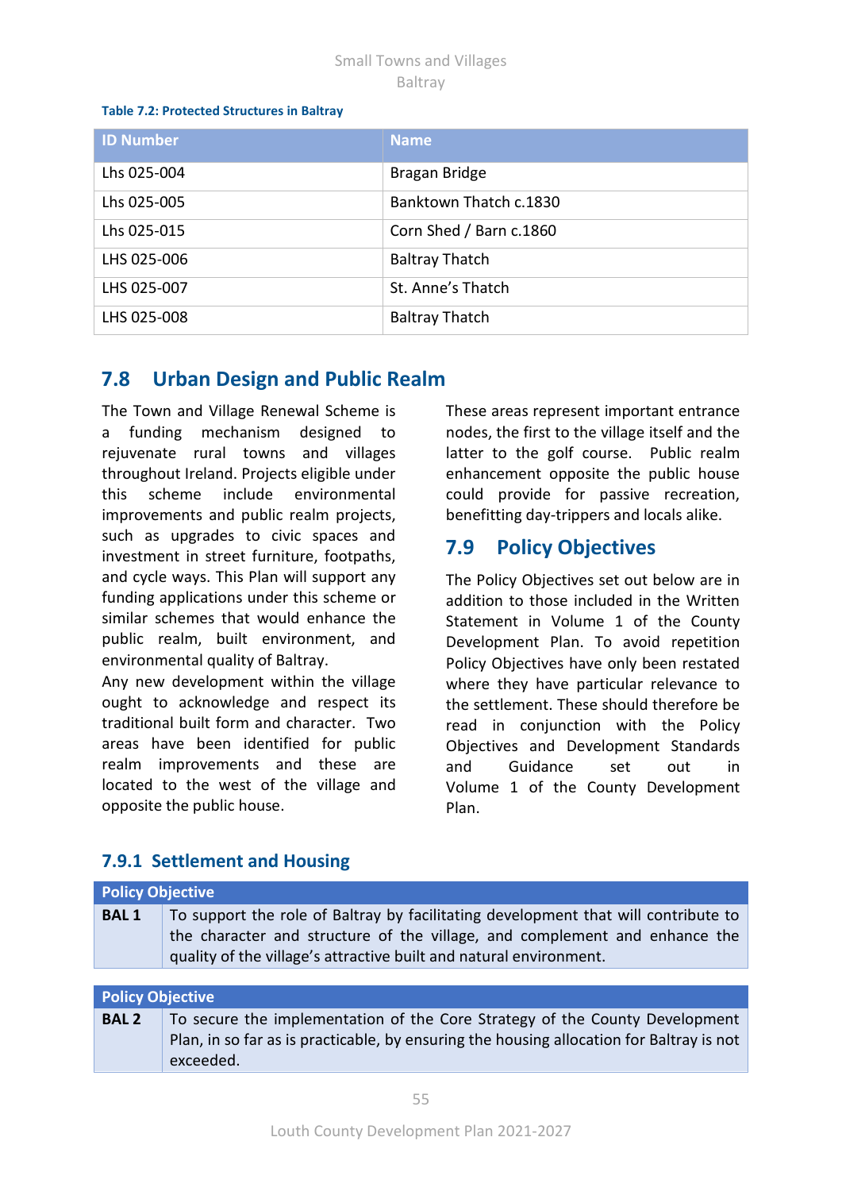**Table 7.2: Protected Structures in Baltray**

| ID Number | Name |
| --- | --- |
| Lhs 025-004 | Bragan Bridge |
| Lhs 025-005 | Banktown Thatch c.1830 |
| Lhs 025-015 | Corn Shed / Barn c.1860 |
| LHS 025-006 | Baltray Thatch |
| LHS 025-007 | St. Anne's Thatch |
| LHS 025-008 | Baltray Thatch |

## 7.8 Urban Design and Public Realm

The Town and Village Renewal Scheme is a funding mechanism designed to rejuvenate rural towns and villages throughout Ireland. Projects eligible under this scheme include environmental improvements and public realm projects, such as upgrades to civic spaces and investment in street furniture, footpaths, and cycle ways. This Plan will support any funding applications under this scheme or similar schemes that would enhance the public realm, built environment, and environmental quality of Baltray.

Any new development within the village ought to acknowledge and respect its traditional built form and character. Two areas have been identified for public realm improvements and these are located to the west of the village and opposite the public house.

These areas represent important entrance nodes, the first to the village itself and the latter to the golf course. Public realm enhancement opposite the public house could provide for passive recreation, benefitting day-trippers and locals alike.

## 7.9 Policy Objectives

The Policy Objectives set out below are in addition to those included in the Written Statement in Volume 1 of the County Development Plan. To avoid repetition Policy Objectives have only been restated where they have particular relevance to the settlement. These should therefore be read in conjunction with the Policy Objectives and Development Standards and Guidance set out in Volume 1 of the County Development Plan.

### 7.9.1 Settlement and Housing

| Policy Objective | |
| --- | --- |
| **BAL 1** | To support the role of Baltray by facilitating development that will contribute to the character and structure of the village, and complement and enhance the quality of the village's attractive built and natural environment. |

| Policy Objective | |
| --- | --- |
| **BAL 2** | To secure the implementation of the Core Strategy of the County Development Plan, in so far as is practicable, by ensuring the housing allocation for Baltray is not exceeded. |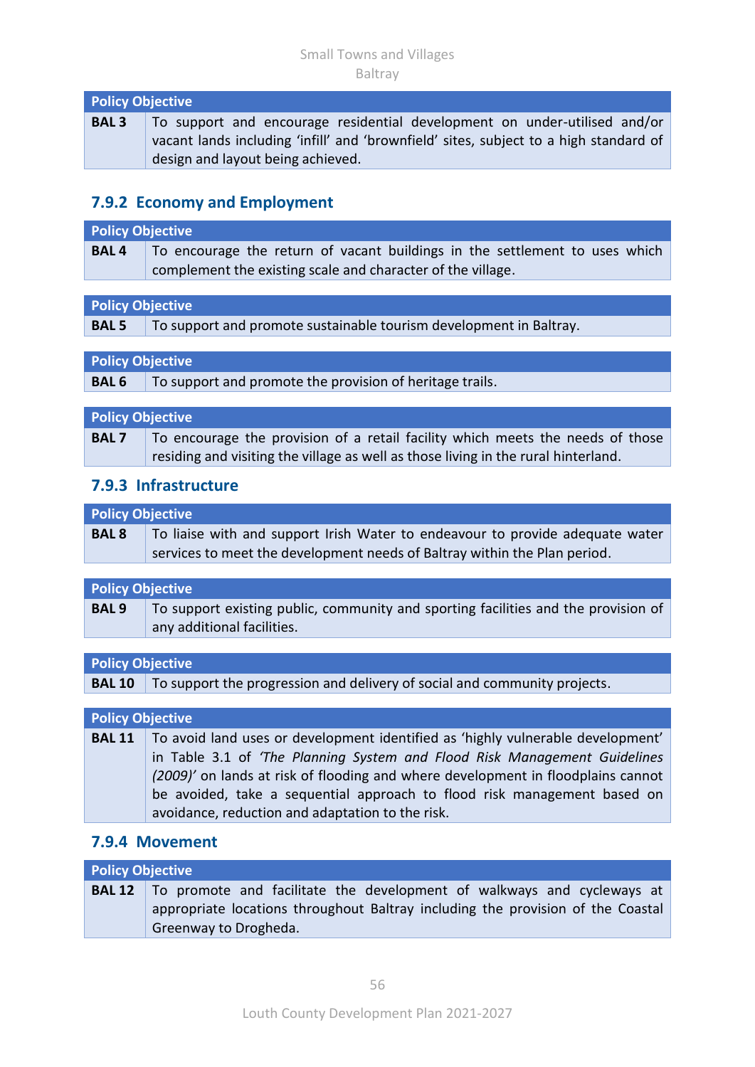| Policy Objective | |
|---|---|
| **BAL 3** | To support and encourage residential development on under-utilised and/or vacant lands including 'infill' and 'brownfield' sites, subject to a high standard of design and layout being achieved. |

### 7.9.2 Economy and Employment

| Policy Objective | |
|---|---|
| **BAL 4** | To encourage the return of vacant buildings in the settlement to uses which complement the existing scale and character of the village. |

| Policy Objective | |
|---|---|
| **BAL 5** | To support and promote sustainable tourism development in Baltray. |

| Policy Objective | |
|---|---|
| **BAL 6** | To support and promote the provision of heritage trails. |

| Policy Objective | |
|---|---|
| **BAL 7** | To encourage the provision of a retail facility which meets the needs of those residing and visiting the village as well as those living in the rural hinterland. |

### 7.9.3 Infrastructure

| Policy Objective | |
|---|---|
| **BAL 8** | To liaise with and support Irish Water to endeavour to provide adequate water services to meet the development needs of Baltray within the Plan period. |

| Policy Objective | |
|---|---|
| **BAL 9** | To support existing public, community and sporting facilities and the provision of any additional facilities. |

| Policy Objective | |
|---|---|
| **BAL 10** | To support the progression and delivery of social and community projects. |

| Policy Objective | |
|---|---|
| **BAL 11** | To avoid land uses or development identified as 'highly vulnerable development' in Table 3.1 of *'The Planning System and Flood Risk Management Guidelines (2009)'* on lands at risk of flooding and where development in floodplains cannot be avoided, take a sequential approach to flood risk management based on avoidance, reduction and adaptation to the risk. |

### 7.9.4 Movement

| Policy Objective | |
|---|---|
| **BAL 12** | To promote and facilitate the development of walkways and cycleways at appropriate locations throughout Baltray including the provision of the Coastal Greenway to Drogheda. |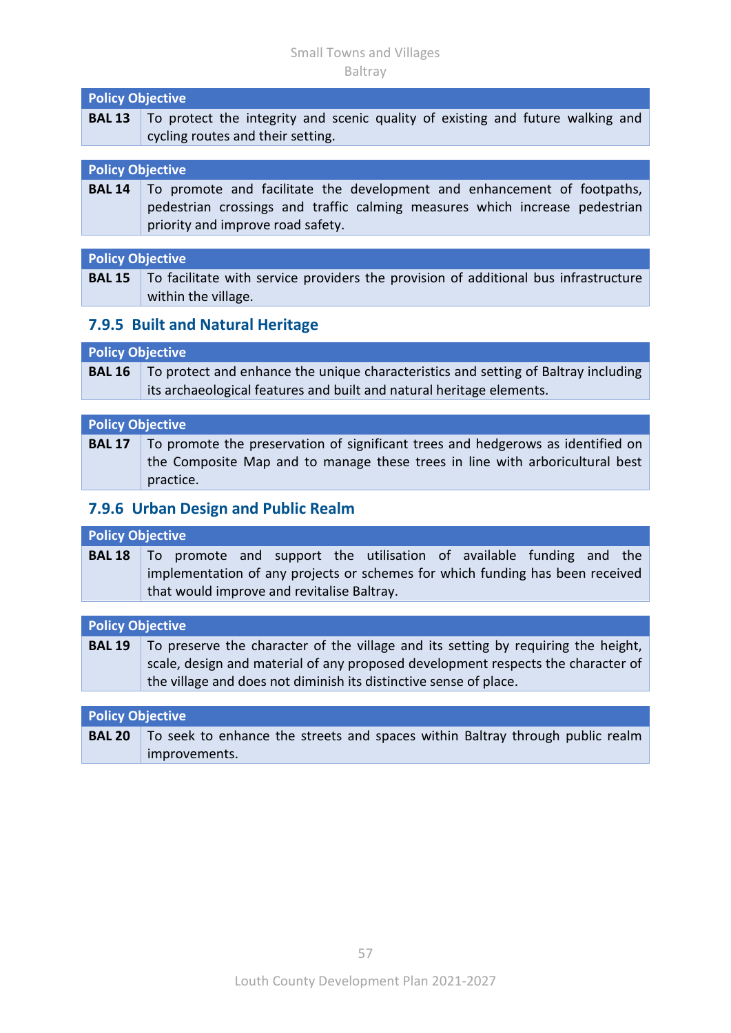| Policy Objective | |
|---|---|
| **BAL 13** | To protect the integrity and scenic quality of existing and future walking and cycling routes and their setting. |

| Policy Objective | |
|---|---|
| **BAL 14** | To promote and facilitate the development and enhancement of footpaths, pedestrian crossings and traffic calming measures which increase pedestrian priority and improve road safety. |

| Policy Objective | |
|---|---|
| **BAL 15** | To facilitate with service providers the provision of additional bus infrastructure within the village. |

### 7.9.5 Built and Natural Heritage

| Policy Objective | |
|---|---|
| **BAL 16** | To protect and enhance the unique characteristics and setting of Baltray including its archaeological features and built and natural heritage elements. |

| Policy Objective | |
|---|---|
| **BAL 17** | To promote the preservation of significant trees and hedgerows as identified on the Composite Map and to manage these trees in line with arboricultural best practice. |

### 7.9.6 Urban Design and Public Realm

| Policy Objective | |
|---|---|
| **BAL 18** | To promote and support the utilisation of available funding and the implementation of any projects or schemes for which funding has been received that would improve and revitalise Baltray. |

| Policy Objective | |
|---|---|
| **BAL 19** | To preserve the character of the village and its setting by requiring the height, scale, design and material of any proposed development respects the character of the village and does not diminish its distinctive sense of place. |

| Policy Objective | |
|---|---|
| **BAL 20** | To seek to enhance the streets and spaces within Baltray through public realm improvements. |